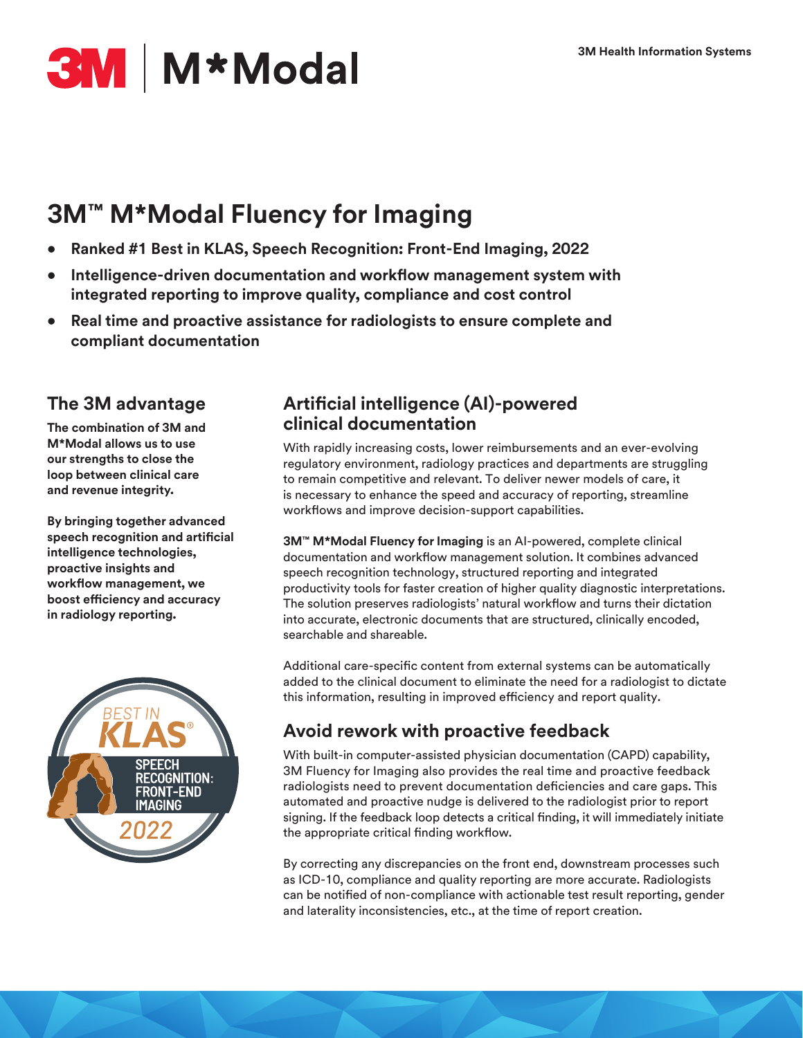3M Health Information Systems

# 3M™ M*Modal Fluency for Imaging

- **Ranked #1 Best in KLAS, Speech Recognition: Front-End Imaging, 2022**
- **Intelligence-driven documentation and workflow management system with integrated reporting to improve quality, compliance and cost control**
- **Real time and proactive assistance for radiologists to ensure complete and compliant documentation**

## The 3M advantage

**The combination of 3M and M*Modal allows us to use our strengths to close the loop between clinical care and revenue integrity.**

**By bringing together advanced speech recognition and artificial intelligence technologies, proactive insights and workflow management, we boost efficiency and accuracy in radiology reporting.**

BEST IN KLAS® SPEECH RECOGNITION: FRONT-END IMAGING 2022

## Artificial intelligence (AI)-powered clinical documentation

With rapidly increasing costs, lower reimbursements and an ever-evolving regulatory environment, radiology practices and departments are struggling to remain competitive and relevant. To deliver newer models of care, it is necessary to enhance the speed and accuracy of reporting, streamline workflows and improve decision-support capabilities.

**3M™ M*Modal Fluency for Imaging** is an AI-powered, complete clinical documentation and workflow management solution. It combines advanced speech recognition technology, structured reporting and integrated productivity tools for faster creation of higher quality diagnostic interpretations. The solution preserves radiologists' natural workflow and turns their dictation into accurate, electronic documents that are structured, clinically encoded, searchable and shareable.

Additional care-specific content from external systems can be automatically added to the clinical document to eliminate the need for a radiologist to dictate this information, resulting in improved efficiency and report quality.

## Avoid rework with proactive feedback

With built-in computer-assisted physician documentation (CAPD) capability, 3M Fluency for Imaging also provides the real time and proactive feedback radiologists need to prevent documentation deficiencies and care gaps. This automated and proactive nudge is delivered to the radiologist prior to report signing. If the feedback loop detects a critical finding, it will immediately initiate the appropriate critical finding workflow.

By correcting any discrepancies on the front end, downstream processes such as ICD-10, compliance and quality reporting are more accurate. Radiologists can be notified of non-compliance with actionable test result reporting, gender and laterality inconsistencies, etc., at the time of report creation.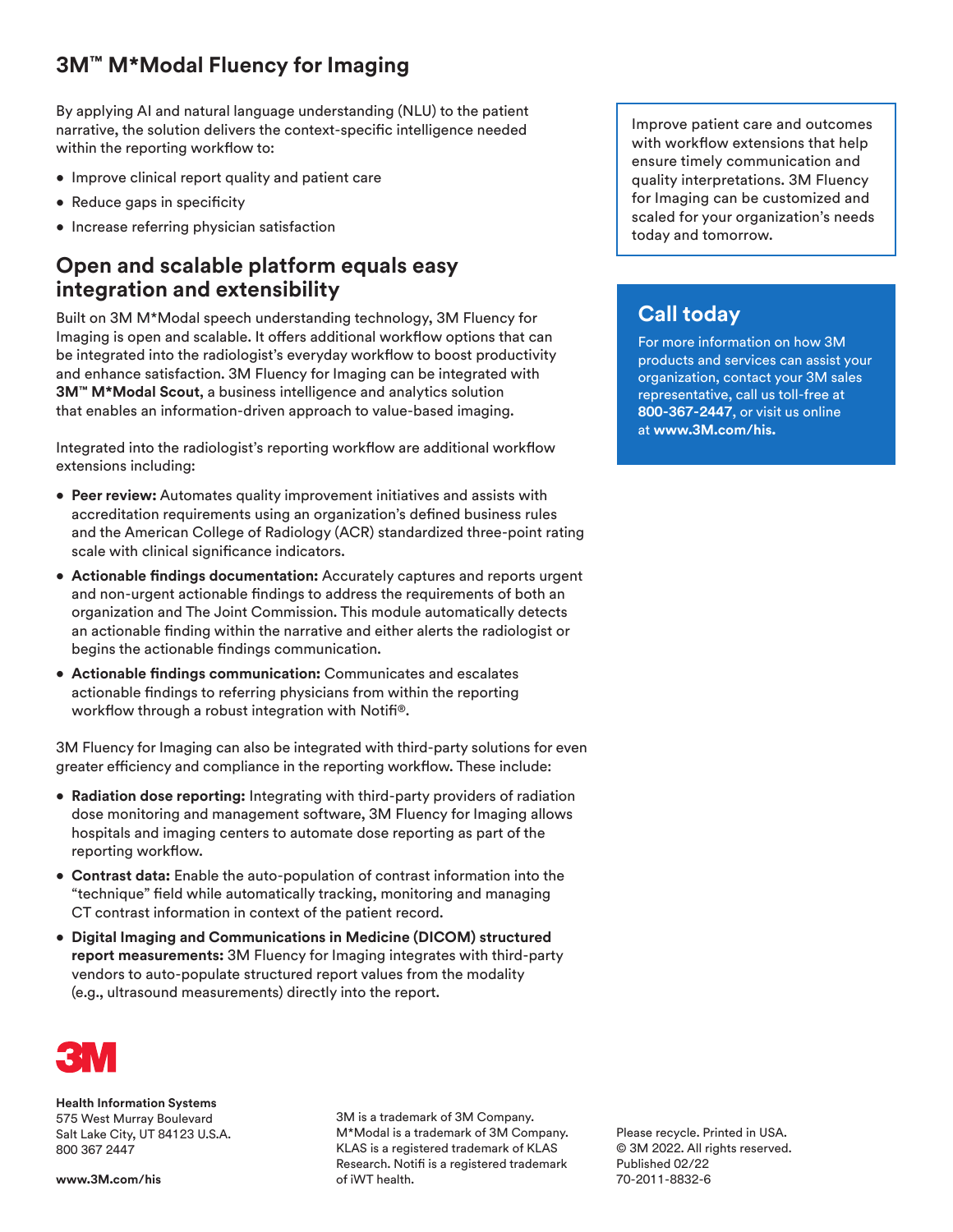## 3M™ M*Modal Fluency for Imaging

By applying AI and natural language understanding (NLU) to the patient narrative, the solution delivers the context-specific intelligence needed within the reporting workflow to:

- Improve clinical report quality and patient care
- Reduce gaps in specificity
- Increase referring physician satisfaction

## Open and scalable platform equals easy integration and extensibility

Built on 3M M*Modal speech understanding technology, 3M Fluency for Imaging is open and scalable. It offers additional workflow options that can be integrated into the radiologist's everyday workflow to boost productivity and enhance satisfaction. 3M Fluency for Imaging can be integrated with **3M™ M*Modal Scout**, a business intelligence and analytics solution that enables an information-driven approach to value-based imaging.

Integrated into the radiologist's reporting workflow are additional workflow extensions including:

- **Peer review:** Automates quality improvement initiatives and assists with accreditation requirements using an organization's defined business rules and the American College of Radiology (ACR) standardized three-point rating scale with clinical significance indicators.
- **Actionable findings documentation:** Accurately captures and reports urgent and non-urgent actionable findings to address the requirements of both an organization and The Joint Commission. This module automatically detects an actionable finding within the narrative and either alerts the radiologist or begins the actionable findings communication.
- **Actionable findings communication:** Communicates and escalates actionable findings to referring physicians from within the reporting workflow through a robust integration with Notifi®.

3M Fluency for Imaging can also be integrated with third-party solutions for even greater efficiency and compliance in the reporting workflow. These include:

- **Radiation dose reporting:** Integrating with third-party providers of radiation dose monitoring and management software, 3M Fluency for Imaging allows hospitals and imaging centers to automate dose reporting as part of the reporting workflow.
- **Contrast data:** Enable the auto-population of contrast information into the "technique" field while automatically tracking, monitoring and managing CT contrast information in context of the patient record.
- **Digital Imaging and Communications in Medicine (DICOM) structured report measurements:** 3M Fluency for Imaging integrates with third-party vendors to auto-populate structured report values from the modality (e.g., ultrasound measurements) directly into the report.

Improve patient care and outcomes with workflow extensions that help ensure timely communication and quality interpretations. 3M Fluency for Imaging can be customized and scaled for your organization's needs today and tomorrow.

## Call today

For more information on how 3M products and services can assist your organization, contact your 3M sales representative, call us toll-free at **800-367-2447**, or visit us online at **www.3M.com/his.**

**Health Information Systems**
575 West Murray Boulevard
Salt Lake City, UT 84123 U.S.A.
800 367 2447

**www.3M.com/his**

3M is a trademark of 3M Company. M*Modal is a trademark of 3M Company. KLAS is a registered trademark of KLAS Research. Notifi is a registered trademark of iWT health.

Please recycle. Printed in USA.
© 3M 2022. All rights reserved.
Published 02/22
70-2011-8832-6